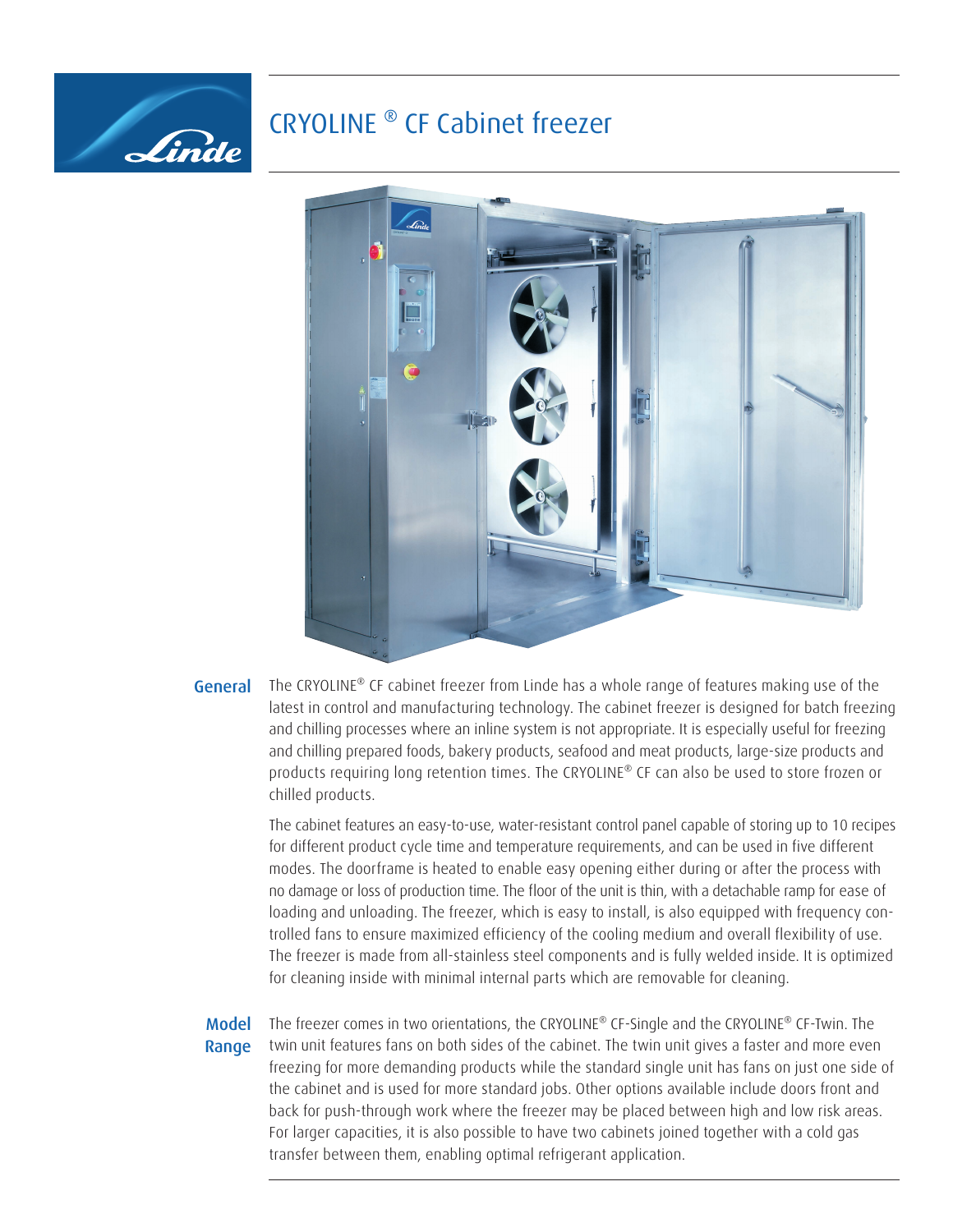# CRYOLINE ® CF Cabinet freezer

## General

The CRYOLINE® CF cabinet freezer from Linde has a whole range of features making use of the latest in control and manufacturing technology. The cabinet freezer is designed for batch freezing and chilling processes where an inline system is not appropriate. It is especially useful for freezing and chilling prepared foods, bakery products, seafood and meat products, large-size products and products requiring long retention times. The CRYOLINE® CF can also be used to store frozen or chilled products.

The cabinet features an easy-to-use, water-resistant control panel capable of storing up to 10 recipes for different product cycle time and temperature requirements, and can be used in five different modes. The doorframe is heated to enable easy opening either during or after the process with no damage or loss of production time. The floor of the unit is thin, with a detachable ramp for ease of loading and unloading. The freezer, which is easy to install, is also equipped with frequency controlled fans to ensure maximized efficiency of the cooling medium and overall flexibility of use. The freezer is made from all-stainless steel components and is fully welded inside. It is optimized for cleaning inside with minimal internal parts which are removable for cleaning.

## Model Range

The freezer comes in two orientations, the CRYOLINE® CF-Single and the CRYOLINE® CF-Twin. The twin unit features fans on both sides of the cabinet. The twin unit gives a faster and more even freezing for more demanding products while the standard single unit has fans on just one side of the cabinet and is used for more standard jobs. Other options available include doors front and back for push-through work where the freezer may be placed between high and low risk areas. For larger capacities, it is also possible to have two cabinets joined together with a cold gas transfer between them, enabling optimal refrigerant application.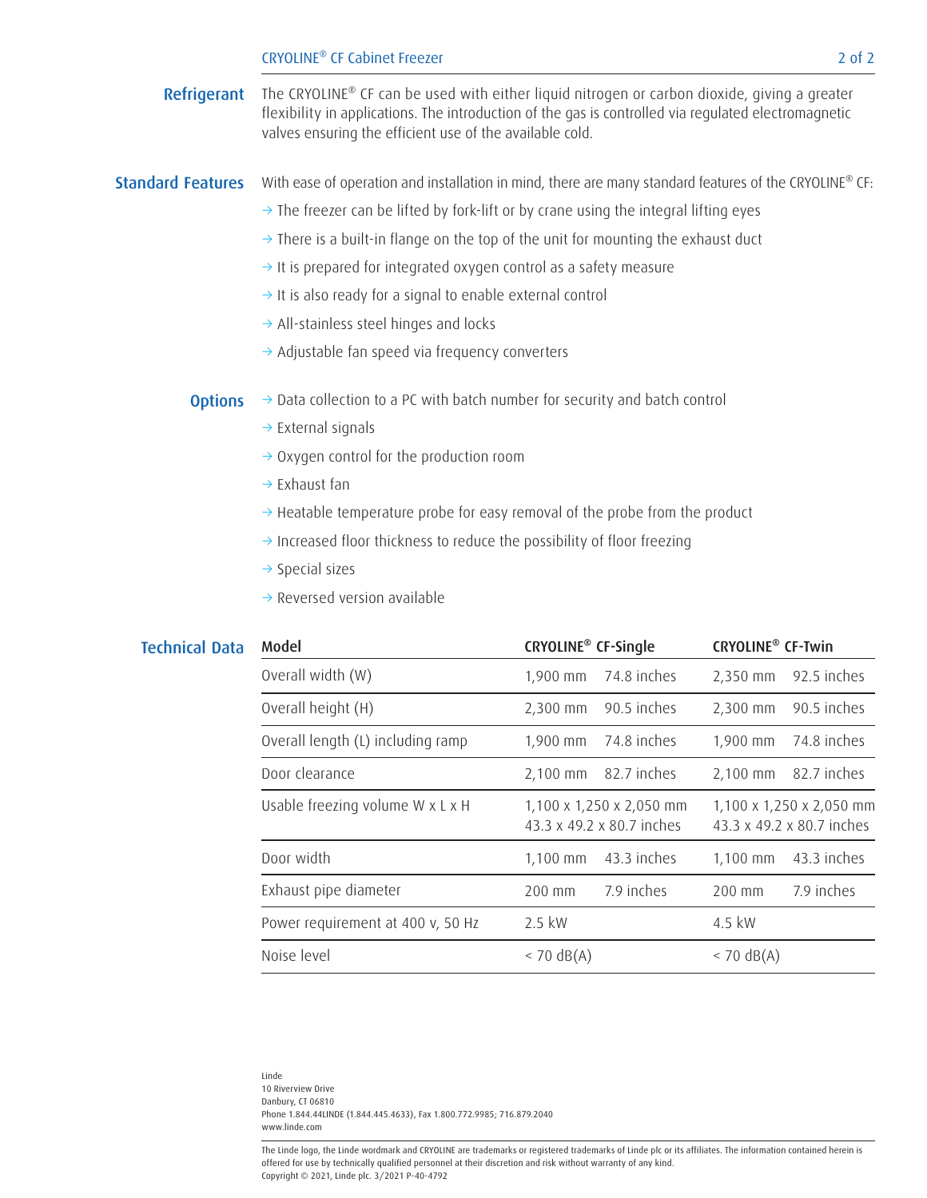## Refrigerant

The CRYOLINE® CF can be used with either liquid nitrogen or carbon dioxide, giving a greater flexibility in applications. The introduction of the gas is controlled via regulated electromagnetic valves ensuring the efficient use of the available cold.

## Standard Features

With ease of operation and installation in mind, there are many standard features of the CRYOLINE® CF:

→ The freezer can be lifted by fork-lift or by crane using the integral lifting eyes

→ There is a built-in flange on the top of the unit for mounting the exhaust duct

→ It is prepared for integrated oxygen control as a safety measure

→ It is also ready for a signal to enable external control

→ All-stainless steel hinges and locks

→ Adjustable fan speed via frequency converters

## Options

→ Data collection to a PC with batch number for security and batch control

→ External signals

→ Oxygen control for the production room

→ Exhaust fan

→ Heatable temperature probe for easy removal of the probe from the product

→ Increased floor thickness to reduce the possibility of floor freezing

→ Special sizes

→ Reversed version available

## Technical Data

| Model | CRYOLINE® CF-Single | | CRYOLINE® CF-Twin | |
|---|---|---|---|---|
| Overall width (W) | 1,900 mm | 74.8 inches | 2,350 mm | 92.5 inches |
| Overall height (H) | 2,300 mm | 90.5 inches | 2,300 mm | 90.5 inches |
| Overall length (L) including ramp | 1,900 mm | 74.8 inches | 1,900 mm | 74.8 inches |
| Door clearance | 2,100 mm | 82.7 inches | 2,100 mm | 82.7 inches |
| Usable freezing volume W x L x H | 1,100 x 1,250 x 2,050 mm<br>43.3 x 49.2 x 80.7 inches | | 1,100 x 1,250 x 2,050 mm<br>43.3 x 49.2 x 80.7 inches | |
| Door width | 1,100 mm | 43.3 inches | 1,100 mm | 43.3 inches |
| Exhaust pipe diameter | 200 mm | 7.9 inches | 200 mm | 7.9 inches |
| Power requirement at 400 v, 50 Hz | 2.5 kW | | 4.5 kW | |
| Noise level | < 70 dB(A) | | < 70 dB(A) | |

Linde
10 Riverview Drive
Danbury, CT 06810
Phone 1.844.44LINDE (1.844.445.4633), Fax 1.800.772.9985; 716.879.2040
www.linde.com

The Linde logo, the Linde wordmark and CRYOLINE are trademarks or registered trademarks of Linde plc or its affiliates. The information contained herein is offered for use by technically qualified personnel at their discretion and risk without warranty of any kind.
Copyright © 2021, Linde plc. 3/2021 P-40-4792